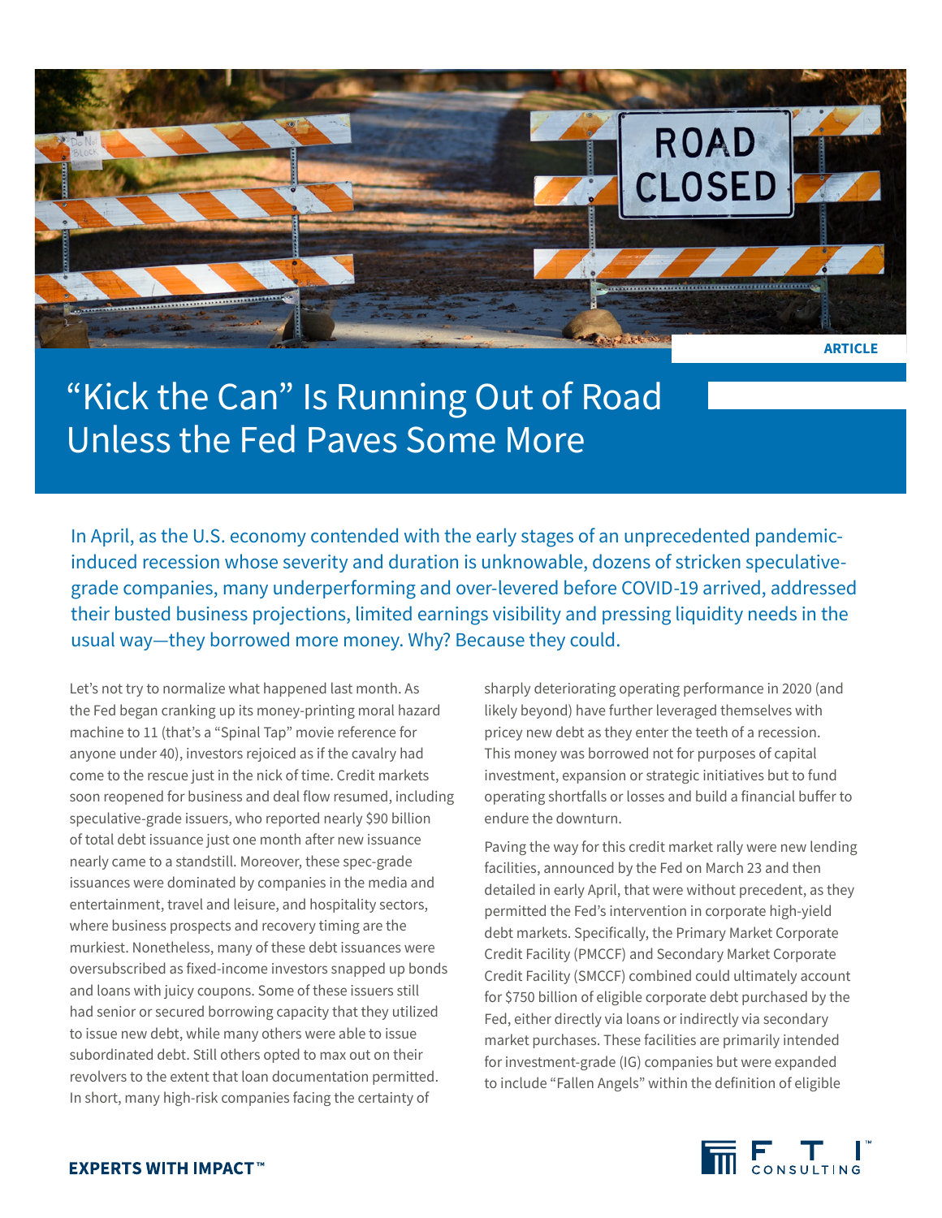ARTICLE

# "Kick the Can" Is Running Out of Road Unless the Fed Paves Some More

In April, as the U.S. economy contended with the early stages of an unprecedented pandemic-induced recession whose severity and duration is unknowable, dozens of stricken speculative-grade companies, many underperforming and over-levered before COVID-19 arrived, addressed their busted business projections, limited earnings visibility and pressing liquidity needs in the usual way—they borrowed more money. Why? Because they could.

Let's not try to normalize what happened last month. As the Fed began cranking up its money-printing moral hazard machine to 11 (that's a "Spinal Tap" movie reference for anyone under 40), investors rejoiced as if the cavalry had come to the rescue just in the nick of time. Credit markets soon reopened for business and deal flow resumed, including speculative-grade issuers, who reported nearly $90 billion of total debt issuance just one month after new issuance nearly came to a standstill. Moreover, these spec-grade issuances were dominated by companies in the media and entertainment, travel and leisure, and hospitality sectors, where business prospects and recovery timing are the murkiest. Nonetheless, many of these debt issuances were oversubscribed as fixed-income investors snapped up bonds and loans with juicy coupons. Some of these issuers still had senior or secured borrowing capacity that they utilized to issue new debt, while many others were able to issue subordinated debt. Still others opted to max out on their revolvers to the extent that loan documentation permitted. In short, many high-risk companies facing the certainty of sharply deteriorating operating performance in 2020 (and likely beyond) have further leveraged themselves with pricey new debt as they enter the teeth of a recession. This money was borrowed not for purposes of capital investment, expansion or strategic initiatives but to fund operating shortfalls or losses and build a financial buffer to endure the downturn.

Paving the way for this credit market rally were new lending facilities, announced by the Fed on March 23 and then detailed in early April, that were without precedent, as they permitted the Fed's intervention in corporate high-yield debt markets. Specifically, the Primary Market Corporate Credit Facility (PMCCF) and Secondary Market Corporate Credit Facility (SMCCF) combined could ultimately account for $750 billion of eligible corporate debt purchased by the Fed, either directly via loans or indirectly via secondary market purchases. These facilities are primarily intended for investment-grade (IG) companies but were expanded to include "Fallen Angels" within the definition of eligible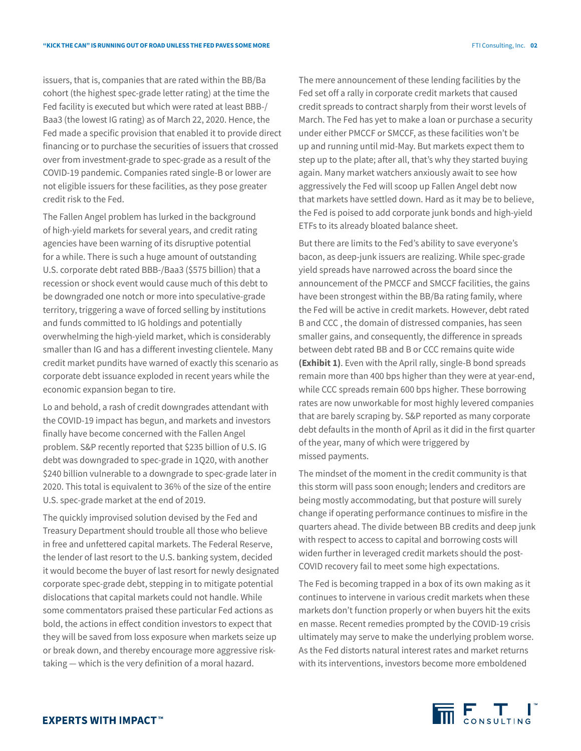issuers, that is, companies that are rated within the BB/Ba cohort (the highest spec-grade letter rating) at the time the Fed facility is executed but which were rated at least BBB-/Baa3 (the lowest IG rating) as of March 22, 2020. Hence, the Fed made a specific provision that enabled it to provide direct financing or to purchase the securities of issuers that crossed over from investment-grade to spec-grade as a result of the COVID-19 pandemic. Companies rated single-B or lower are not eligible issuers for these facilities, as they pose greater credit risk to the Fed.

The Fallen Angel problem has lurked in the background of high-yield markets for several years, and credit rating agencies have been warning of its disruptive potential for a while. There is such a huge amount of outstanding U.S. corporate debt rated BBB-/Baa3 ($575 billion) that a recession or shock event would cause much of this debt to be downgraded one notch or more into speculative-grade territory, triggering a wave of forced selling by institutions and funds committed to IG holdings and potentially overwhelming the high-yield market, which is considerably smaller than IG and has a different investing clientele. Many credit market pundits have warned of exactly this scenario as corporate debt issuance exploded in recent years while the economic expansion began to tire.

Lo and behold, a rash of credit downgrades attendant with the COVID-19 impact has begun, and markets and investors finally have become concerned with the Fallen Angel problem. S&P recently reported that $235 billion of U.S. IG debt was downgraded to spec-grade in 1Q20, with another $240 billion vulnerable to a downgrade to spec-grade later in 2020. This total is equivalent to 36% of the size of the entire U.S. spec-grade market at the end of 2019.

The quickly improvised solution devised by the Fed and Treasury Department should trouble all those who believe in free and unfettered capital markets. The Federal Reserve, the lender of last resort to the U.S. banking system, decided it would become the buyer of last resort for newly designated corporate spec-grade debt, stepping in to mitigate potential dislocations that capital markets could not handle. While some commentators praised these particular Fed actions as bold, the actions in effect condition investors to expect that they will be saved from loss exposure when markets seize up or break down, and thereby encourage more aggressive risk-taking — which is the very definition of a moral hazard.

The mere announcement of these lending facilities by the Fed set off a rally in corporate credit markets that caused credit spreads to contract sharply from their worst levels of March. The Fed has yet to make a loan or purchase a security under either PMCCF or SMCCF, as these facilities won't be up and running until mid-May. But markets expect them to step up to the plate; after all, that's why they started buying again. Many market watchers anxiously await to see how aggressively the Fed will scoop up Fallen Angel debt now that markets have settled down. Hard as it may be to believe, the Fed is poised to add corporate junk bonds and high-yield ETFs to its already bloated balance sheet.

But there are limits to the Fed's ability to save everyone's bacon, as deep-junk issuers are realizing. While spec-grade yield spreads have narrowed across the board since the announcement of the PMCCF and SMCCF facilities, the gains have been strongest within the BB/Ba rating family, where the Fed will be active in credit markets. However, debt rated B and CCC , the domain of distressed companies, has seen smaller gains, and consequently, the difference in spreads between debt rated BB and B or CCC remains quite wide **(Exhibit 1)**. Even with the April rally, single-B bond spreads remain more than 400 bps higher than they were at year-end, while CCC spreads remain 600 bps higher. These borrowing rates are now unworkable for most highly levered companies that are barely scraping by. S&P reported as many corporate debt defaults in the month of April as it did in the first quarter of the year, many of which were triggered by missed payments.

The mindset of the moment in the credit community is that this storm will pass soon enough; lenders and creditors are being mostly accommodating, but that posture will surely change if operating performance continues to misfire in the quarters ahead. The divide between BB credits and deep junk with respect to access to capital and borrowing costs will widen further in leveraged credit markets should the post-COVID recovery fail to meet some high expectations.

The Fed is becoming trapped in a box of its own making as it continues to intervene in various credit markets when these markets don't function properly or when buyers hit the exits en masse. Recent remedies prompted by the COVID-19 crisis ultimately may serve to make the underlying problem worse. As the Fed distorts natural interest rates and market returns with its interventions, investors become more emboldened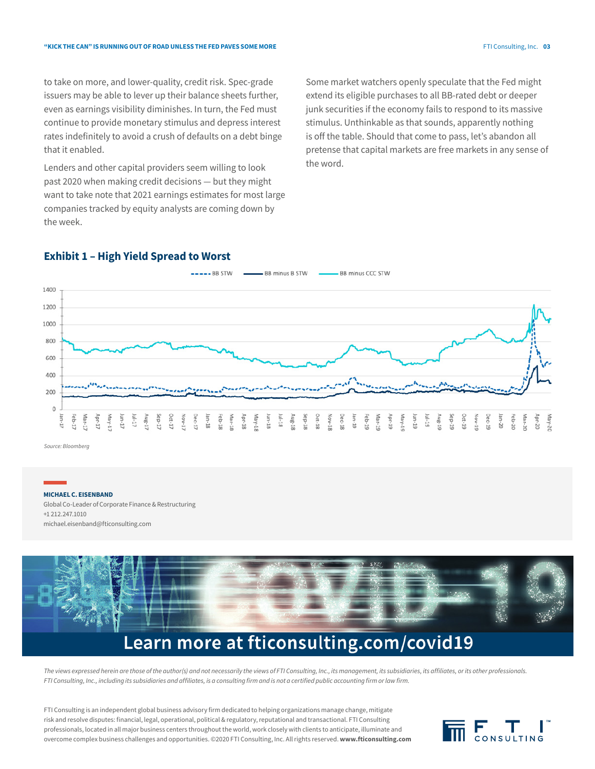to take on more, and lower-quality, credit risk. Spec-grade issuers may be able to lever up their balance sheets further, even as earnings visibility diminishes. In turn, the Fed must continue to provide monetary stimulus and depress interest rates indefinitely to avoid a crush of defaults on a debt binge that it enabled.

Lenders and other capital providers seem willing to look past 2020 when making credit decisions — but they might want to take note that 2021 earnings estimates for most large companies tracked by equity analysts are coming down by the week.

Some market watchers openly speculate that the Fed might extend its eligible purchases to all BB-rated debt or deeper junk securities if the economy fails to respond to its massive stimulus. Unthinkable as that sounds, apparently nothing is off the table. Should that come to pass, let's abandon all pretense that capital markets are free markets in any sense of the word.

## Exhibit 1 – High Yield Spread to Worst

BB STW
BB minus B STW
BB minus CCC STW

1400
1200
1000
800
600
400
200
0

Jan-17, Feb-17, Mar-17, Apr-17, May-17, Jun-17, Jul-17, Aug-17, Sep-17, Oct-17, Nov-17, Dec-17, Jan-18, Feb-18, Mar-18, Apr-18, May-18, Jun-18, Jul-18, Aug-18, Sep-18, Oct-18, Nov-18, Dec-18, Jan-19, Feb-19, Mar-19, Apr-19, May-19, Jun-19, Jul-19, Aug-19, Sep-19, Oct-19, Nov-19, Dec-19, Jan-20, Feb-20, Mar-20, Apr-20, May-20

*Source: Bloomberg*

**MICHAEL C. EISENBAND**
Global Co-Leader of Corporate Finance & Restructuring
+1 212.247.1010
michael.eisenband@fticonsulting.com

**Learn more at fticonsulting.com/covid19**

*The views expressed herein are those of the author(s) and not necessarily the views of FTI Consulting, Inc., its management, its subsidiaries, its affiliates, or its other professionals. FTI Consulting, Inc., including its subsidiaries and affiliates, is a consulting firm and is not a certified public accounting firm or law firm.*

FTI Consulting is an independent global business advisory firm dedicated to helping organizations manage change, mitigate risk and resolve disputes: financial, legal, operational, political & regulatory, reputational and transactional. FTI Consulting professionals, located in all major business centers throughout the world, work closely with clients to anticipate, illuminate and overcome complex business challenges and opportunities. ©2020 FTI Consulting, Inc. All rights reserved. **www.fticonsulting.com**